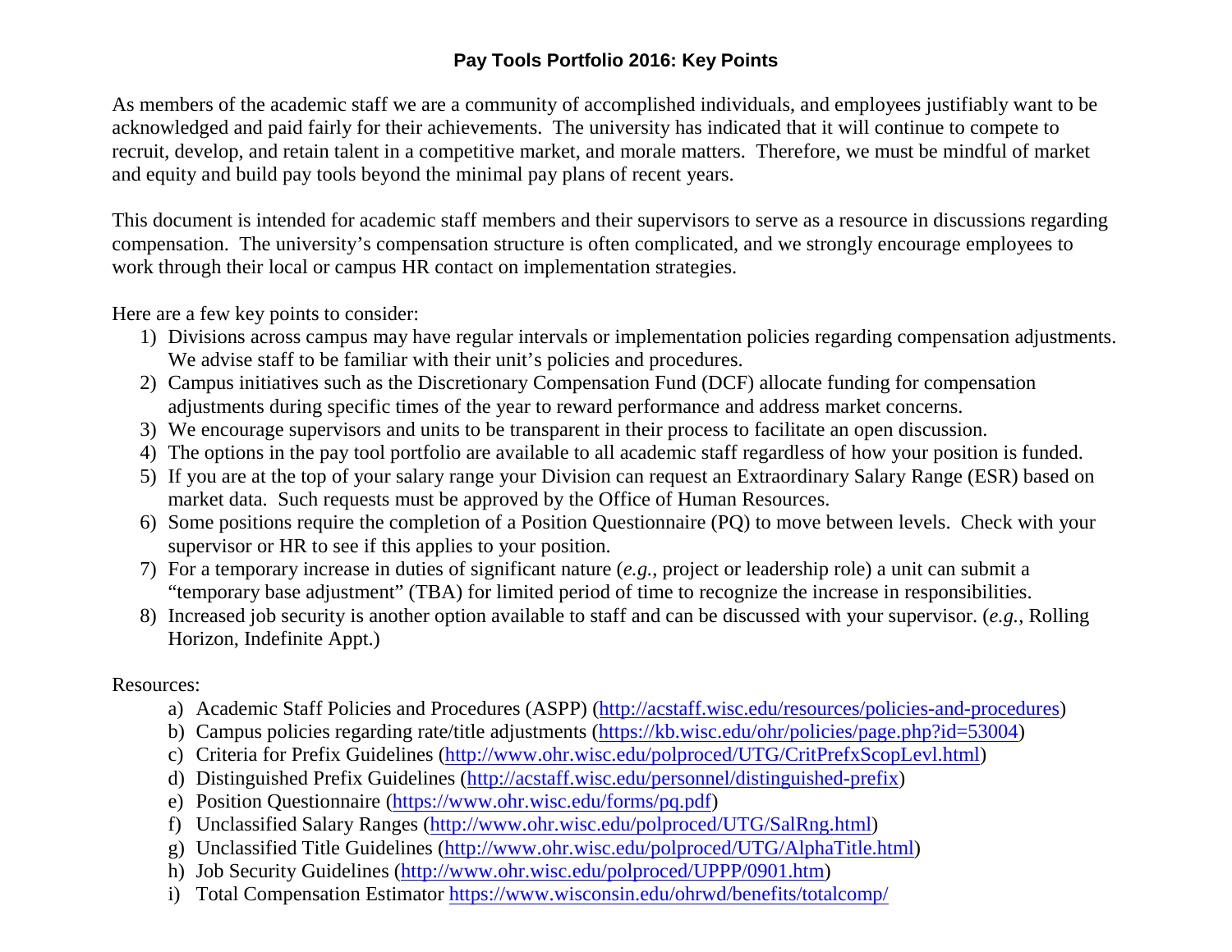# Pay Tools Portfolio 2016: Key Points

As members of the academic staff we are a community of accomplished individuals, and employees justifiably want to be acknowledged and paid fairly for their achievements. The university has indicated that it will continue to compete to recruit, develop, and retain talent in a competitive market, and morale matters. Therefore, we must be mindful of market and equity and build pay tools beyond the minimal pay plans of recent years.

This document is intended for academic staff members and their supervisors to serve as a resource in discussions regarding compensation. The university's compensation structure is often complicated, and we strongly encourage employees to work through their local or campus HR contact on implementation strategies.

Here are a few key points to consider:

1) Divisions across campus may have regular intervals or implementation policies regarding compensation adjustments. We advise staff to be familiar with their unit's policies and procedures.
2) Campus initiatives such as the Discretionary Compensation Fund (DCF) allocate funding for compensation adjustments during specific times of the year to reward performance and address market concerns.
3) We encourage supervisors and units to be transparent in their process to facilitate an open discussion.
4) The options in the pay tool portfolio are available to all academic staff regardless of how your position is funded.
5) If you are at the top of your salary range your Division can request an Extraordinary Salary Range (ESR) based on market data. Such requests must be approved by the Office of Human Resources.
6) Some positions require the completion of a Position Questionnaire (PQ) to move between levels. Check with your supervisor or HR to see if this applies to your position.
7) For a temporary increase in duties of significant nature (*e.g.*, project or leadership role) a unit can submit a "temporary base adjustment" (TBA) for limited period of time to recognize the increase in responsibilities.
8) Increased job security is another option available to staff and can be discussed with your supervisor. (*e.g.*, Rolling Horizon, Indefinite Appt.)

Resources:

a) Academic Staff Policies and Procedures (ASPP) (http://acstaff.wisc.edu/resources/policies-and-procedures)
b) Campus policies regarding rate/title adjustments (https://kb.wisc.edu/ohr/policies/page.php?id=53004)
c) Criteria for Prefix Guidelines (http://www.ohr.wisc.edu/polproced/UTG/CritPrefxScopLevl.html)
d) Distinguished Prefix Guidelines (http://acstaff.wisc.edu/personnel/distinguished-prefix)
e) Position Questionnaire (https://www.ohr.wisc.edu/forms/pq.pdf)
f) Unclassified Salary Ranges (http://www.ohr.wisc.edu/polproced/UTG/SalRng.html)
g) Unclassified Title Guidelines (http://www.ohr.wisc.edu/polproced/UTG/AlphaTitle.html)
h) Job Security Guidelines (http://www.ohr.wisc.edu/polproced/UPPP/0901.htm)
i) Total Compensation Estimator https://www.wisconsin.edu/ohrwd/benefits/totalcomp/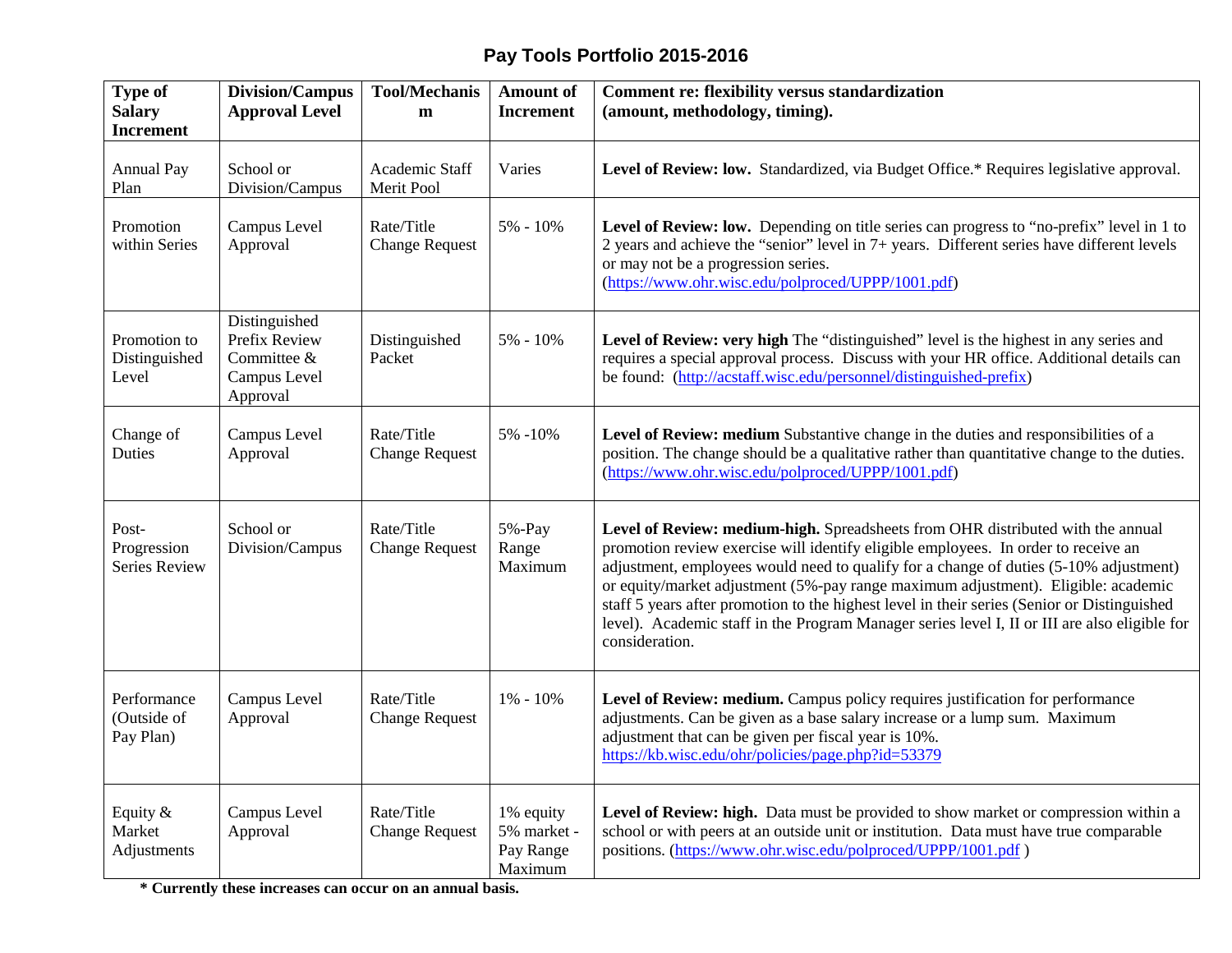# Pay Tools Portfolio 2015-2016

| Type of Salary Increment | Division/Campus Approval Level | Tool/Mechanism | Amount of Increment | Comment re: flexibility versus standardization (amount, methodology, timing). |
|---|---|---|---|---|
| Annual Pay Plan | School or Division/Campus | Academic Staff Merit Pool | Varies | **Level of Review: low.** Standardized, via Budget Office.* Requires legislative approval. |
| Promotion within Series | Campus Level Approval | Rate/Title Change Request | 5% - 10% | **Level of Review: low.** Depending on title series can progress to "no-prefix" level in 1 to 2 years and achieve the "senior" level in 7+ years. Different series have different levels or may not be a progression series. (https://www.ohr.wisc.edu/polproced/UPPP/1001.pdf) |
| Promotion to Distinguished Level | Distinguished Prefix Review Committee & Campus Level Approval | Distinguished Packet | 5% - 10% | **Level of Review: very high** The "distinguished" level is the highest in any series and requires a special approval process. Discuss with your HR office. Additional details can be found: (http://acstaff.wisc.edu/personnel/distinguished-prefix) |
| Change of Duties | Campus Level Approval | Rate/Title Change Request | 5% -10% | **Level of Review: medium** Substantive change in the duties and responsibilities of a position. The change should be a qualitative rather than quantitative change to the duties. (https://www.ohr.wisc.edu/polproced/UPPP/1001.pdf) |
| Post-Progression Series Review | School or Division/Campus | Rate/Title Change Request | 5%-Pay Range Maximum | **Level of Review: medium-high.** Spreadsheets from OHR distributed with the annual promotion review exercise will identify eligible employees. In order to receive an adjustment, employees would need to qualify for a change of duties (5-10% adjustment) or equity/market adjustment (5%-pay range maximum adjustment). Eligible: academic staff 5 years after promotion to the highest level in their series (Senior or Distinguished level). Academic staff in the Program Manager series level I, II or III are also eligible for consideration. |
| Performance (Outside of Pay Plan) | Campus Level Approval | Rate/Title Change Request | 1% - 10% | **Level of Review: medium.** Campus policy requires justification for performance adjustments. Can be given as a base salary increase or a lump sum. Maximum adjustment that can be given per fiscal year is 10%. https://kb.wisc.edu/ohr/policies/page.php?id=53379 |
| Equity & Market Adjustments | Campus Level Approval | Rate/Title Change Request | 1% equity 5% market - Pay Range Maximum | **Level of Review: high.** Data must be provided to show market or compression within a school or with peers at an outside unit or institution. Data must have true comparable positions. (https://www.ohr.wisc.edu/polproced/UPPP/1001.pdf ) |

**\* Currently these increases can occur on an annual basis.**